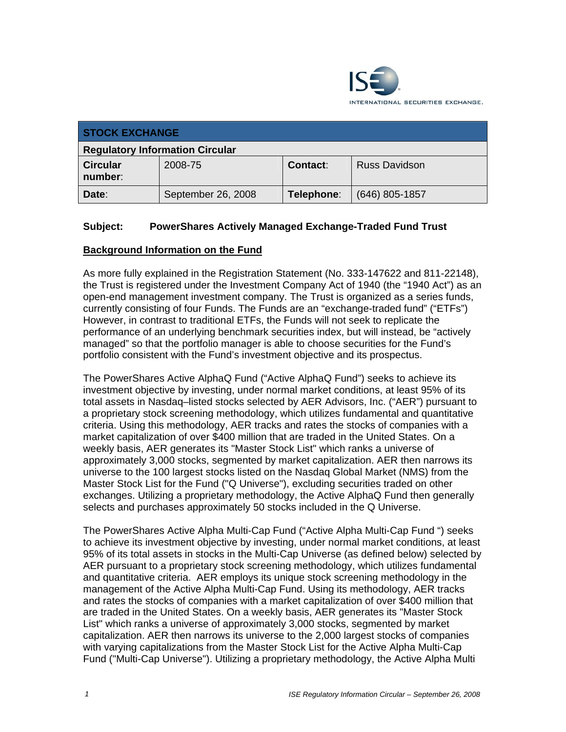| STOCK EXCHANGE | | | |
|---|---|---|---|
| **Regulatory Information Circular** | | | |
| **Circular number**: | 2008-75 | **Contact**: | Russ Davidson |
| **Date**: | September 26, 2008 | **Telephone**: | (646) 805-1857 |

**Subject: PowerShares Actively Managed Exchange-Traded Fund Trust**

**Background Information on the Fund**

As more fully explained in the Registration Statement (No. 333-147622 and 811-22148), the Trust is registered under the Investment Company Act of 1940 (the "1940 Act") as an open-end management investment company. The Trust is organized as a series funds, currently consisting of four Funds. The Funds are an "exchange-traded fund" ("ETFs") However, in contrast to traditional ETFs, the Funds will not seek to replicate the performance of an underlying benchmark securities index, but will instead, be "actively managed" so that the portfolio manager is able to choose securities for the Fund's portfolio consistent with the Fund's investment objective and its prospectus.

The PowerShares Active AlphaQ Fund ("Active AlphaQ Fund") seeks to achieve its investment objective by investing, under normal market conditions, at least 95% of its total assets in Nasdaq–listed stocks selected by AER Advisors, Inc. ("AER") pursuant to a proprietary stock screening methodology, which utilizes fundamental and quantitative criteria. Using this methodology, AER tracks and rates the stocks of companies with a market capitalization of over $400 million that are traded in the United States. On a weekly basis, AER generates its "Master Stock List" which ranks a universe of approximately 3,000 stocks, segmented by market capitalization. AER then narrows its universe to the 100 largest stocks listed on the Nasdaq Global Market (NMS) from the Master Stock List for the Fund ("Q Universe"), excluding securities traded on other exchanges. Utilizing a proprietary methodology, the Active AlphaQ Fund then generally selects and purchases approximately 50 stocks included in the Q Universe.

The PowerShares Active Alpha Multi-Cap Fund ("Active Alpha Multi-Cap Fund ") seeks to achieve its investment objective by investing, under normal market conditions, at least 95% of its total assets in stocks in the Multi-Cap Universe (as defined below) selected by AER pursuant to a proprietary stock screening methodology, which utilizes fundamental and quantitative criteria. AER employs its unique stock screening methodology in the management of the Active Alpha Multi-Cap Fund. Using its methodology, AER tracks and rates the stocks of companies with a market capitalization of over $400 million that are traded in the United States. On a weekly basis, AER generates its "Master Stock List" which ranks a universe of approximately 3,000 stocks, segmented by market capitalization. AER then narrows its universe to the 2,000 largest stocks of companies with varying capitalizations from the Master Stock List for the Active Alpha Multi-Cap Fund ("Multi-Cap Universe"). Utilizing a proprietary methodology, the Active Alpha Multi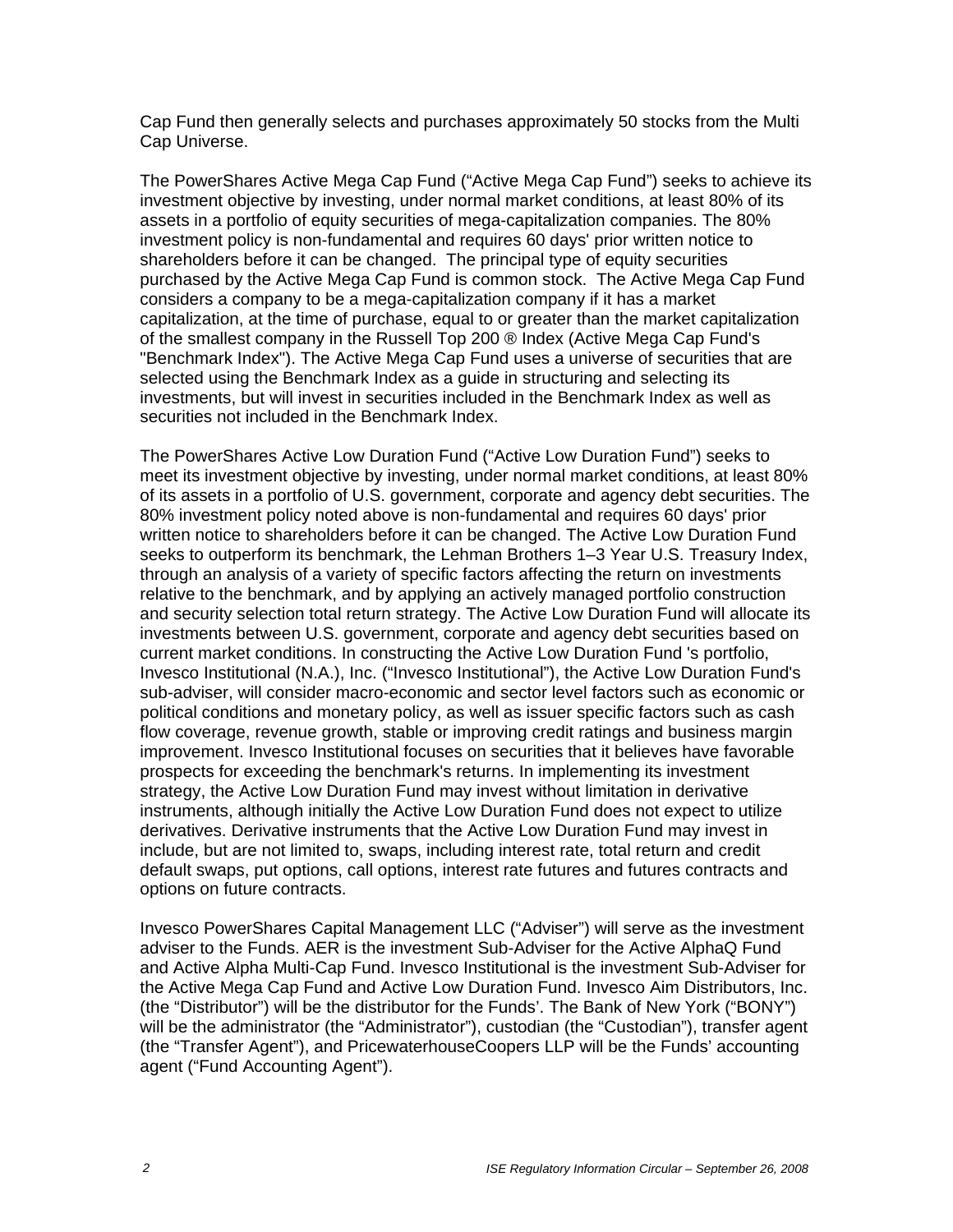Cap Fund then generally selects and purchases approximately 50 stocks from the Multi Cap Universe.

The PowerShares Active Mega Cap Fund ("Active Mega Cap Fund") seeks to achieve its investment objective by investing, under normal market conditions, at least 80% of its assets in a portfolio of equity securities of mega-capitalization companies. The 80% investment policy is non-fundamental and requires 60 days' prior written notice to shareholders before it can be changed. The principal type of equity securities purchased by the Active Mega Cap Fund is common stock. The Active Mega Cap Fund considers a company to be a mega-capitalization company if it has a market capitalization, at the time of purchase, equal to or greater than the market capitalization of the smallest company in the Russell Top 200 ® Index (Active Mega Cap Fund's "Benchmark Index"). The Active Mega Cap Fund uses a universe of securities that are selected using the Benchmark Index as a guide in structuring and selecting its investments, but will invest in securities included in the Benchmark Index as well as securities not included in the Benchmark Index.

The PowerShares Active Low Duration Fund ("Active Low Duration Fund") seeks to meet its investment objective by investing, under normal market conditions, at least 80% of its assets in a portfolio of U.S. government, corporate and agency debt securities. The 80% investment policy noted above is non-fundamental and requires 60 days' prior written notice to shareholders before it can be changed. The Active Low Duration Fund seeks to outperform its benchmark, the Lehman Brothers 1–3 Year U.S. Treasury Index, through an analysis of a variety of specific factors affecting the return on investments relative to the benchmark, and by applying an actively managed portfolio construction and security selection total return strategy. The Active Low Duration Fund will allocate its investments between U.S. government, corporate and agency debt securities based on current market conditions. In constructing the Active Low Duration Fund 's portfolio, Invesco Institutional (N.A.), Inc. ("Invesco Institutional"), the Active Low Duration Fund's sub-adviser, will consider macro-economic and sector level factors such as economic or political conditions and monetary policy, as well as issuer specific factors such as cash flow coverage, revenue growth, stable or improving credit ratings and business margin improvement. Invesco Institutional focuses on securities that it believes have favorable prospects for exceeding the benchmark's returns. In implementing its investment strategy, the Active Low Duration Fund may invest without limitation in derivative instruments, although initially the Active Low Duration Fund does not expect to utilize derivatives. Derivative instruments that the Active Low Duration Fund may invest in include, but are not limited to, swaps, including interest rate, total return and credit default swaps, put options, call options, interest rate futures and futures contracts and options on future contracts.

Invesco PowerShares Capital Management LLC ("Adviser") will serve as the investment adviser to the Funds. AER is the investment Sub-Adviser for the Active AlphaQ Fund and Active Alpha Multi-Cap Fund. Invesco Institutional is the investment Sub-Adviser for the Active Mega Cap Fund and Active Low Duration Fund. Invesco Aim Distributors, Inc. (the "Distributor") will be the distributor for the Funds'. The Bank of New York ("BONY") will be the administrator (the "Administrator"), custodian (the "Custodian"), transfer agent (the "Transfer Agent"), and PricewaterhouseCoopers LLP will be the Funds' accounting agent ("Fund Accounting Agent").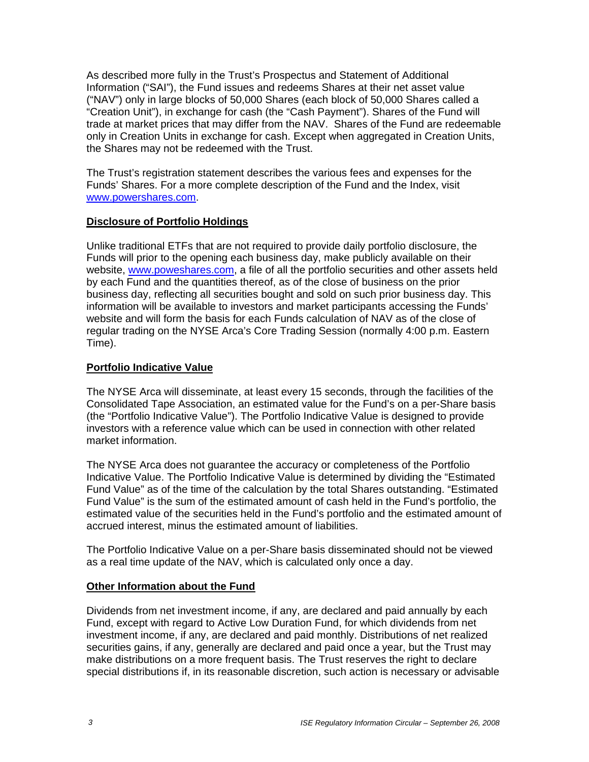As described more fully in the Trust's Prospectus and Statement of Additional Information ("SAI"), the Fund issues and redeems Shares at their net asset value ("NAV") only in large blocks of 50,000 Shares (each block of 50,000 Shares called a "Creation Unit"), in exchange for cash (the "Cash Payment"). Shares of the Fund will trade at market prices that may differ from the NAV. Shares of the Fund are redeemable only in Creation Units in exchange for cash. Except when aggregated in Creation Units, the Shares may not be redeemed with the Trust.

The Trust's registration statement describes the various fees and expenses for the Funds' Shares. For a more complete description of the Fund and the Index, visit [www.powershares.com](www.powershares.com).

**Disclosure of Portfolio Holdings**

Unlike traditional ETFs that are not required to provide daily portfolio disclosure, the Funds will prior to the opening each business day, make publicly available on their website, [www.poweshares.com](www.poweshares.com), a file of all the portfolio securities and other assets held by each Fund and the quantities thereof, as of the close of business on the prior business day, reflecting all securities bought and sold on such prior business day. This information will be available to investors and market participants accessing the Funds' website and will form the basis for each Funds calculation of NAV as of the close of regular trading on the NYSE Arca's Core Trading Session (normally 4:00 p.m. Eastern Time).

**Portfolio Indicative Value**

The NYSE Arca will disseminate, at least every 15 seconds, through the facilities of the Consolidated Tape Association, an estimated value for the Fund's on a per-Share basis (the "Portfolio Indicative Value"). The Portfolio Indicative Value is designed to provide investors with a reference value which can be used in connection with other related market information.

The NYSE Arca does not guarantee the accuracy or completeness of the Portfolio Indicative Value. The Portfolio Indicative Value is determined by dividing the "Estimated Fund Value" as of the time of the calculation by the total Shares outstanding. "Estimated Fund Value" is the sum of the estimated amount of cash held in the Fund's portfolio, the estimated value of the securities held in the Fund's portfolio and the estimated amount of accrued interest, minus the estimated amount of liabilities.

The Portfolio Indicative Value on a per-Share basis disseminated should not be viewed as a real time update of the NAV, which is calculated only once a day.

**Other Information about the Fund**

Dividends from net investment income, if any, are declared and paid annually by each Fund, except with regard to Active Low Duration Fund, for which dividends from net investment income, if any, are declared and paid monthly. Distributions of net realized securities gains, if any, generally are declared and paid once a year, but the Trust may make distributions on a more frequent basis. The Trust reserves the right to declare special distributions if, in its reasonable discretion, such action is necessary or advisable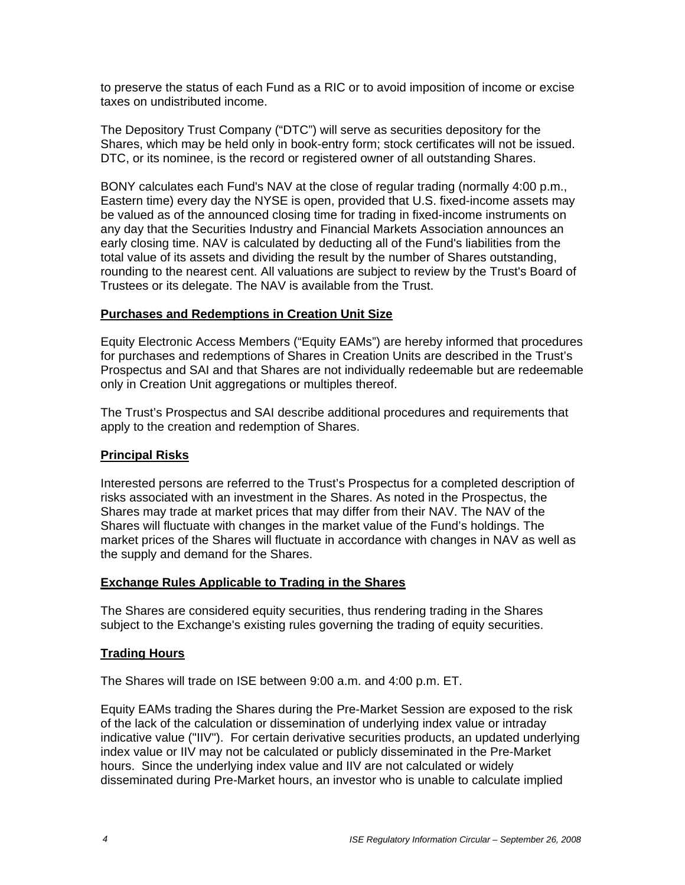to preserve the status of each Fund as a RIC or to avoid imposition of income or excise taxes on undistributed income.

The Depository Trust Company ("DTC") will serve as securities depository for the Shares, which may be held only in book-entry form; stock certificates will not be issued. DTC, or its nominee, is the record or registered owner of all outstanding Shares.

BONY calculates each Fund's NAV at the close of regular trading (normally 4:00 p.m., Eastern time) every day the NYSE is open, provided that U.S. fixed-income assets may be valued as of the announced closing time for trading in fixed-income instruments on any day that the Securities Industry and Financial Markets Association announces an early closing time. NAV is calculated by deducting all of the Fund's liabilities from the total value of its assets and dividing the result by the number of Shares outstanding, rounding to the nearest cent. All valuations are subject to review by the Trust's Board of Trustees or its delegate. The NAV is available from the Trust.

## Purchases and Redemptions in Creation Unit Size

Equity Electronic Access Members ("Equity EAMs") are hereby informed that procedures for purchases and redemptions of Shares in Creation Units are described in the Trust's Prospectus and SAI and that Shares are not individually redeemable but are redeemable only in Creation Unit aggregations or multiples thereof.

The Trust's Prospectus and SAI describe additional procedures and requirements that apply to the creation and redemption of Shares.

## Principal Risks

Interested persons are referred to the Trust's Prospectus for a completed description of risks associated with an investment in the Shares. As noted in the Prospectus, the Shares may trade at market prices that may differ from their NAV. The NAV of the Shares will fluctuate with changes in the market value of the Fund's holdings. The market prices of the Shares will fluctuate in accordance with changes in NAV as well as the supply and demand for the Shares.

## Exchange Rules Applicable to Trading in the Shares

The Shares are considered equity securities, thus rendering trading in the Shares subject to the Exchange's existing rules governing the trading of equity securities.

## Trading Hours

The Shares will trade on ISE between 9:00 a.m. and 4:00 p.m. ET.

Equity EAMs trading the Shares during the Pre-Market Session are exposed to the risk of the lack of the calculation or dissemination of underlying index value or intraday indicative value ("IIV"). For certain derivative securities products, an updated underlying index value or IIV may not be calculated or publicly disseminated in the Pre-Market hours. Since the underlying index value and IIV are not calculated or widely disseminated during Pre-Market hours, an investor who is unable to calculate implied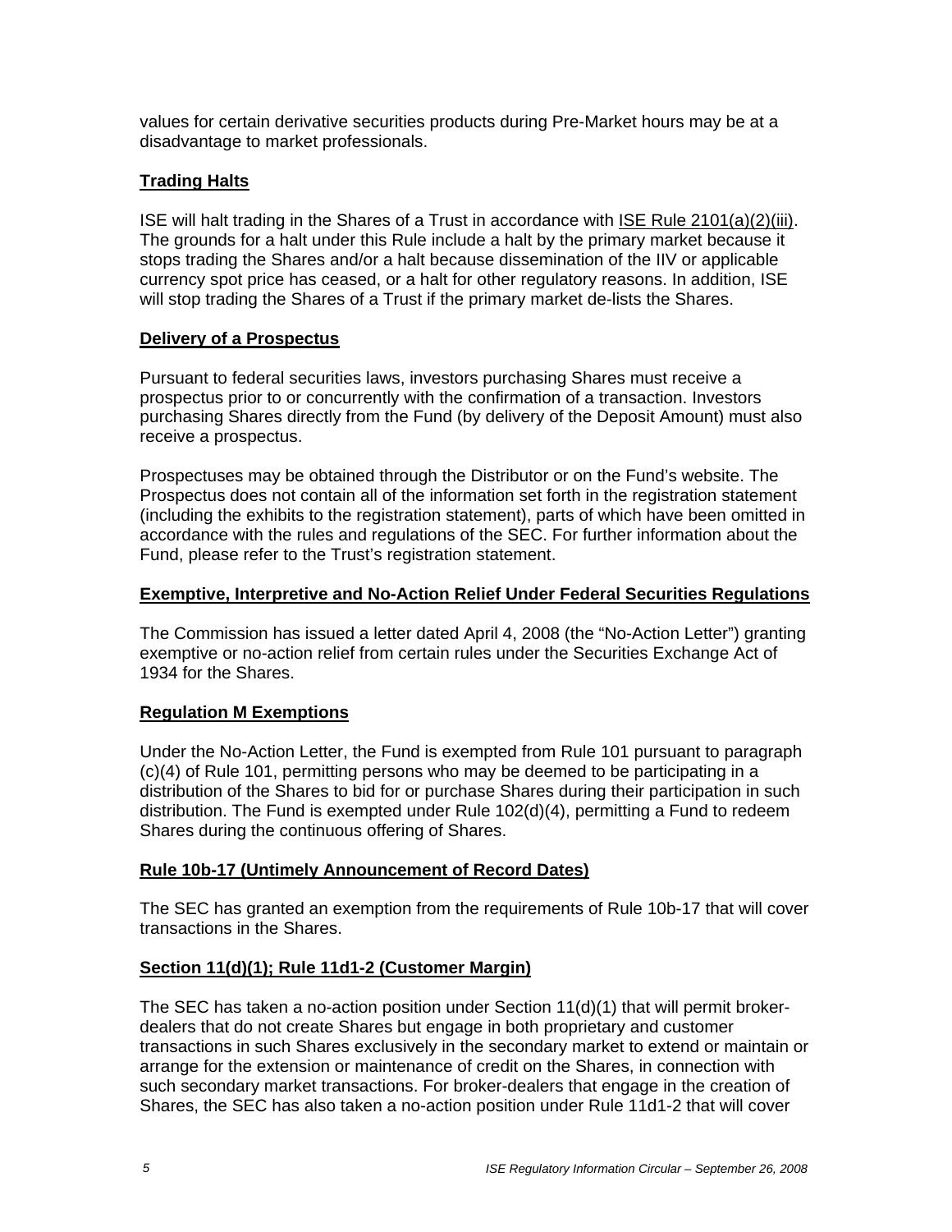values for certain derivative securities products during Pre-Market hours may be at a disadvantage to market professionals.

**Trading Halts**

ISE will halt trading in the Shares of a Trust in accordance with ISE Rule 2101(a)(2)(iii). The grounds for a halt under this Rule include a halt by the primary market because it stops trading the Shares and/or a halt because dissemination of the IIV or applicable currency spot price has ceased, or a halt for other regulatory reasons. In addition, ISE will stop trading the Shares of a Trust if the primary market de-lists the Shares.

**Delivery of a Prospectus**

Pursuant to federal securities laws, investors purchasing Shares must receive a prospectus prior to or concurrently with the confirmation of a transaction. Investors purchasing Shares directly from the Fund (by delivery of the Deposit Amount) must also receive a prospectus.

Prospectuses may be obtained through the Distributor or on the Fund's website. The Prospectus does not contain all of the information set forth in the registration statement (including the exhibits to the registration statement), parts of which have been omitted in accordance with the rules and regulations of the SEC. For further information about the Fund, please refer to the Trust's registration statement.

**Exemptive, Interpretive and No-Action Relief Under Federal Securities Regulations**

The Commission has issued a letter dated April 4, 2008 (the "No-Action Letter") granting exemptive or no-action relief from certain rules under the Securities Exchange Act of 1934 for the Shares.

**Regulation M Exemptions**

Under the No-Action Letter, the Fund is exempted from Rule 101 pursuant to paragraph (c)(4) of Rule 101, permitting persons who may be deemed to be participating in a distribution of the Shares to bid for or purchase Shares during their participation in such distribution. The Fund is exempted under Rule 102(d)(4), permitting a Fund to redeem Shares during the continuous offering of Shares.

**Rule 10b-17 (Untimely Announcement of Record Dates)**

The SEC has granted an exemption from the requirements of Rule 10b-17 that will cover transactions in the Shares.

**Section 11(d)(1); Rule 11d1-2 (Customer Margin)**

The SEC has taken a no-action position under Section 11(d)(1) that will permit broker-dealers that do not create Shares but engage in both proprietary and customer transactions in such Shares exclusively in the secondary market to extend or maintain or arrange for the extension or maintenance of credit on the Shares, in connection with such secondary market transactions. For broker-dealers that engage in the creation of Shares, the SEC has also taken a no-action position under Rule 11d1-2 that will cover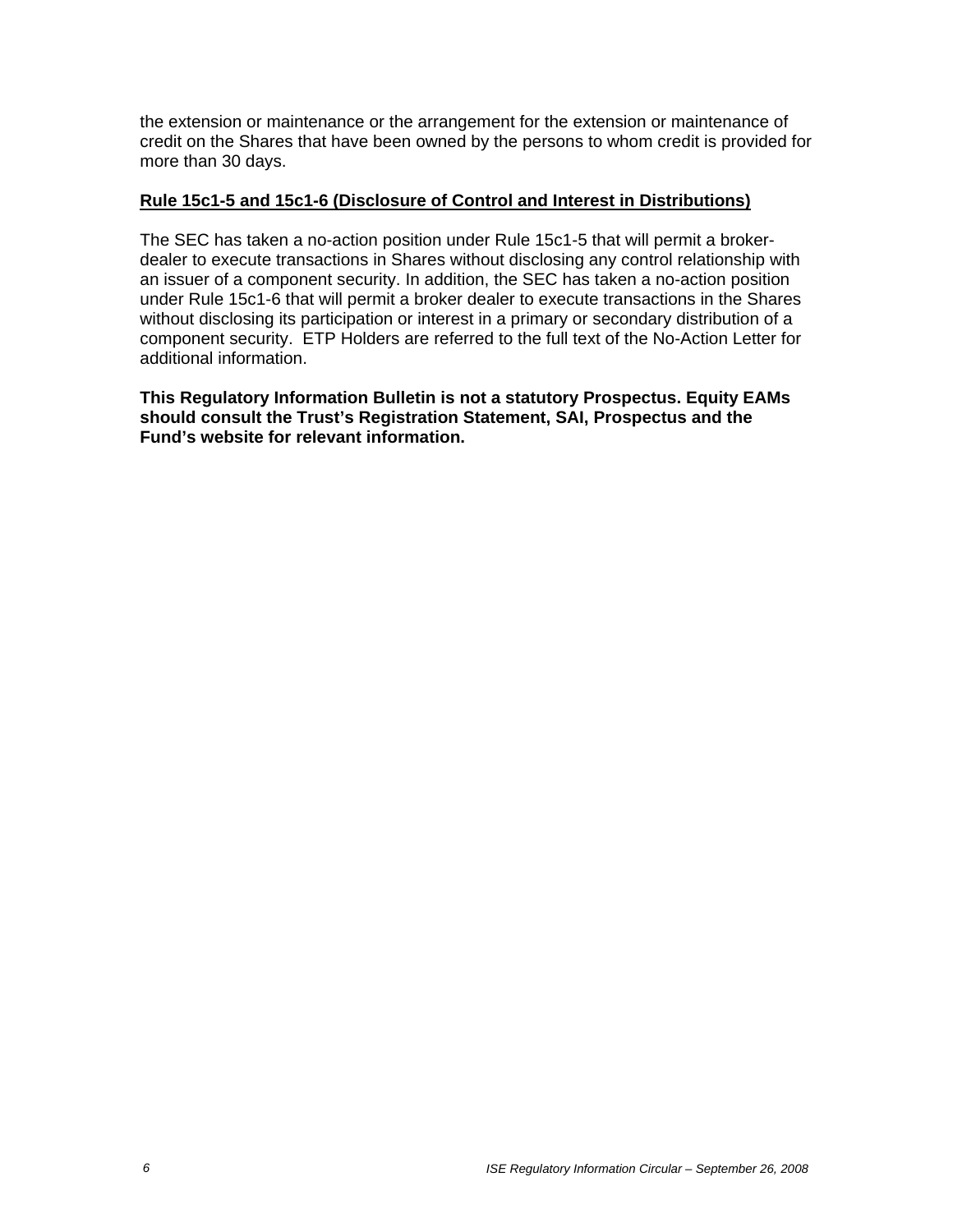the extension or maintenance or the arrangement for the extension or maintenance of credit on the Shares that have been owned by the persons to whom credit is provided for more than 30 days.

**Rule 15c1-5 and 15c1-6 (Disclosure of Control and Interest in Distributions)**

The SEC has taken a no-action position under Rule 15c1-5 that will permit a broker-dealer to execute transactions in Shares without disclosing any control relationship with an issuer of a component security. In addition, the SEC has taken a no-action position under Rule 15c1-6 that will permit a broker dealer to execute transactions in the Shares without disclosing its participation or interest in a primary or secondary distribution of a component security. ETP Holders are referred to the full text of the No-Action Letter for additional information.

**This Regulatory Information Bulletin is not a statutory Prospectus. Equity EAMs should consult the Trust's Registration Statement, SAI, Prospectus and the Fund's website for relevant information.**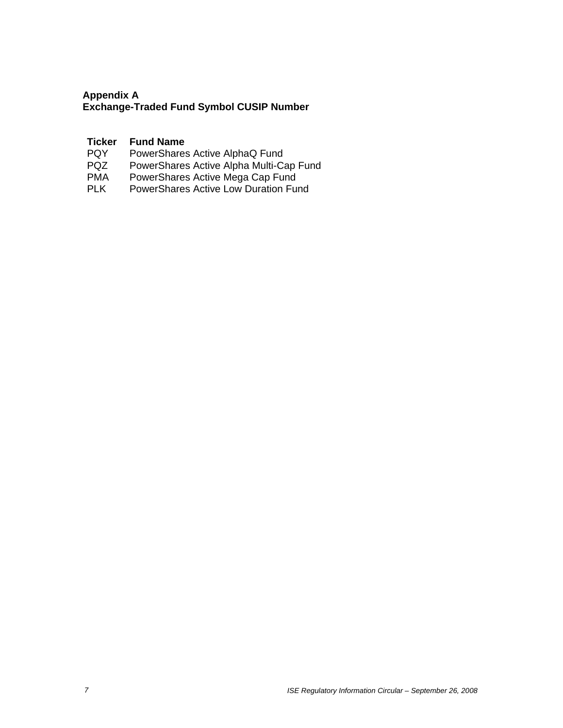**Appendix A**
**Exchange-Traded Fund Symbol CUSIP Number**

| Ticker | Fund Name |
|---|---|
| PQY | PowerShares Active AlphaQ Fund |
| PQZ | PowerShares Active Alpha Multi-Cap Fund |
| PMA | PowerShares Active Mega Cap Fund |
| PLK | PowerShares Active Low Duration Fund |